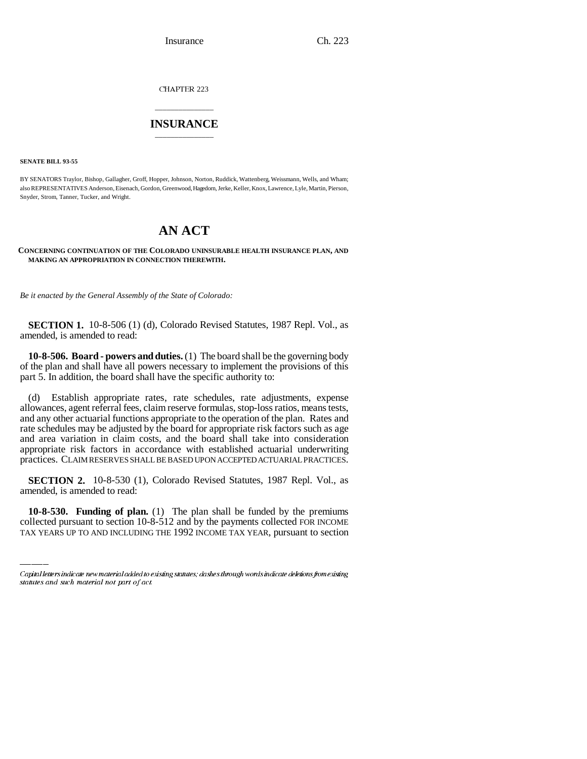CHAPTER 223

# INSURANCE

**SENATE BILL 93-55**

BY SENATORS Traylor, Bishop, Gallagher, Groff, Hopper, Johnson, Norton, Ruddick, Wattenberg, Weissmann, Wells, and Wham; also REPRESENTATIVES Anderson, Eisenach, Gordon, Greenwood, Hagedorn, Jerke, Keller, Knox, Lawrence, Lyle, Martin, Pierson, Snyder, Strom, Tanner, Tucker, and Wright.

# AN ACT

**CONCERNING CONTINUATION OF THE COLORADO UNINSURABLE HEALTH INSURANCE PLAN, AND MAKING AN APPROPRIATION IN CONNECTION THEREWITH.**

*Be it enacted by the General Assembly of the State of Colorado:*

**SECTION 1.** 10-8-506 (1) (d), Colorado Revised Statutes, 1987 Repl. Vol., as amended, is amended to read:

**10-8-506. Board - powers and duties.** (1) The board shall be the governing body of the plan and shall have all powers necessary to implement the provisions of this part 5. In addition, the board shall have the specific authority to:

(d) Establish appropriate rates, rate schedules, rate adjustments, expense allowances, agent referral fees, claim reserve formulas, stop-loss ratios, means tests, and any other actuarial functions appropriate to the operation of the plan. Rates and rate schedules may be adjusted by the board for appropriate risk factors such as age and area variation in claim costs, and the board shall take into consideration appropriate risk factors in accordance with established actuarial underwriting practices. CLAIM RESERVES SHALL BE BASED UPON ACCEPTED ACTUARIAL PRACTICES.

**SECTION 2.** 10-8-530 (1), Colorado Revised Statutes, 1987 Repl. Vol., as amended, is amended to read:

**10-8-530. Funding of plan.** (1) The plan shall be funded by the premiums collected pursuant to section 10-8-512 and by the payments collected FOR INCOME TAX YEARS UP TO AND INCLUDING THE 1992 INCOME TAX YEAR, pursuant to section

Capital letters indicate new material added to existing statutes; dashes through words indicate deletions from existing statutes and such material not part of act.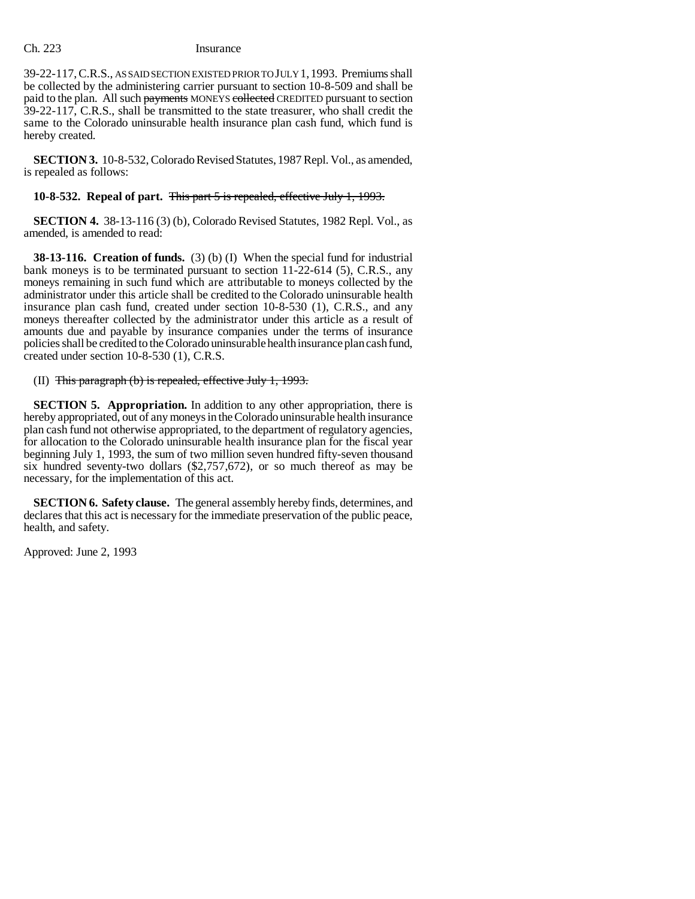39-22-117, C.R.S., AS SAID SECTION EXISTED PRIOR TO JULY 1, 1993. Premiums shall be collected by the administering carrier pursuant to section 10-8-509 and shall be paid to the plan. All such ~~payments~~ MONEYS ~~collected~~ CREDITED pursuant to section 39-22-117, C.R.S., shall be transmitted to the state treasurer, who shall credit the same to the Colorado uninsurable health insurance plan cash fund, which fund is hereby created.

**SECTION 3.** 10-8-532, Colorado Revised Statutes, 1987 Repl. Vol., as amended, is repealed as follows:

**10-8-532. Repeal of part.** ~~This part 5 is repealed, effective July 1, 1993.~~

**SECTION 4.** 38-13-116 (3) (b), Colorado Revised Statutes, 1982 Repl. Vol., as amended, is amended to read:

**38-13-116. Creation of funds.** (3) (b) (I) When the special fund for industrial bank moneys is to be terminated pursuant to section 11-22-614 (5), C.R.S., any moneys remaining in such fund which are attributable to moneys collected by the administrator under this article shall be credited to the Colorado uninsurable health insurance plan cash fund, created under section 10-8-530 (1), C.R.S., and any moneys thereafter collected by the administrator under this article as a result of amounts due and payable by insurance companies under the terms of insurance policies shall be credited to the Colorado uninsurable health insurance plan cash fund, created under section 10-8-530 (1), C.R.S.

(II) ~~This paragraph (b) is repealed, effective July 1, 1993.~~

**SECTION 5. Appropriation.** In addition to any other appropriation, there is hereby appropriated, out of any moneys in the Colorado uninsurable health insurance plan cash fund not otherwise appropriated, to the department of regulatory agencies, for allocation to the Colorado uninsurable health insurance plan for the fiscal year beginning July 1, 1993, the sum of two million seven hundred fifty-seven thousand six hundred seventy-two dollars ($2,757,672), or so much thereof as may be necessary, for the implementation of this act.

**SECTION 6. Safety clause.** The general assembly hereby finds, determines, and declares that this act is necessary for the immediate preservation of the public peace, health, and safety.

Approved: June 2, 1993